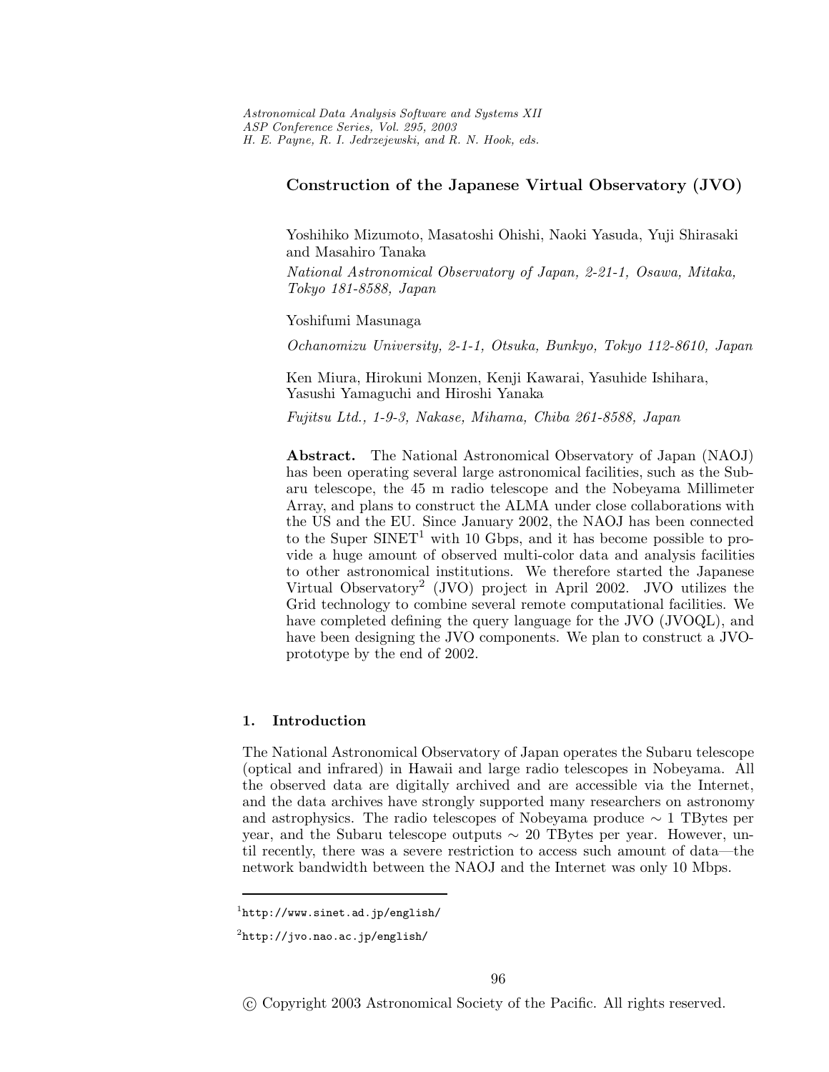# Construction of the Japanese Virtual Observatory (JVO)

Yoshihiko Mizumoto, Masatoshi Ohishi, Naoki Yasuda, Yuji Shirasaki and Masahiro Tanaka

*National Astronomical Observatory of Japan, 2-21-1, Osawa, Mitaka, Tokyo 181-8588, Japan*

Yoshifumi Masunaga

*Ochanomizu University, 2-1-1, Otsuka, Bunkyo, Tokyo 112-8610, Japan*

Ken Miura, Hirokuni Monzen, Kenji Kawarai, Yasuhide Ishihara, Yasushi Yamaguchi and Hiroshi Yanaka

*Fujitsu Ltd., 1-9-3, Nakase, Mihama, Chiba 261-8588, Japan*

**Abstract.** The National Astronomical Observatory of Japan (NAOJ) has been operating several large astronomical facilities, such as the Subaru telescope, the 45 m radio telescope and the Nobeyama Millimeter Array, and plans to construct the ALMA under close collaborations with the US and the EU. Since January 2002, the NAOJ has been connected to the Super SINET[1] with 10 Gbps, and it has become possible to provide a huge amount of observed multi-color data and analysis facilities to other astronomical institutions. We therefore started the Japanese Virtual Observatory[2] (JVO) project in April 2002. JVO utilizes the Grid technology to combine several remote computational facilities. We have completed defining the query language for the JVO (JVOQL), and have been designing the JVO components. We plan to construct a JVO-prototype by the end of 2002.

## 1. Introduction

The National Astronomical Observatory of Japan operates the Subaru telescope (optical and infrared) in Hawaii and large radio telescopes in Nobeyama. All the observed data are digitally archived and are accessible via the Internet, and the data archives have strongly supported many researchers on astronomy and astrophysics. The radio telescopes of Nobeyama produce $\sim$ 1 TBytes per year, and the Subaru telescope outputs $\sim$ 20 TBytes per year. However, until recently, there was a severe restriction to access such amount of data—the network bandwidth between the NAOJ and the Internet was only 10 Mbps.

[1] http://www.sinet.ad.jp/english/

[2] http://jvo.nao.ac.jp/english/

© Copyright 2003 Astronomical Society of the Pacific. All rights reserved.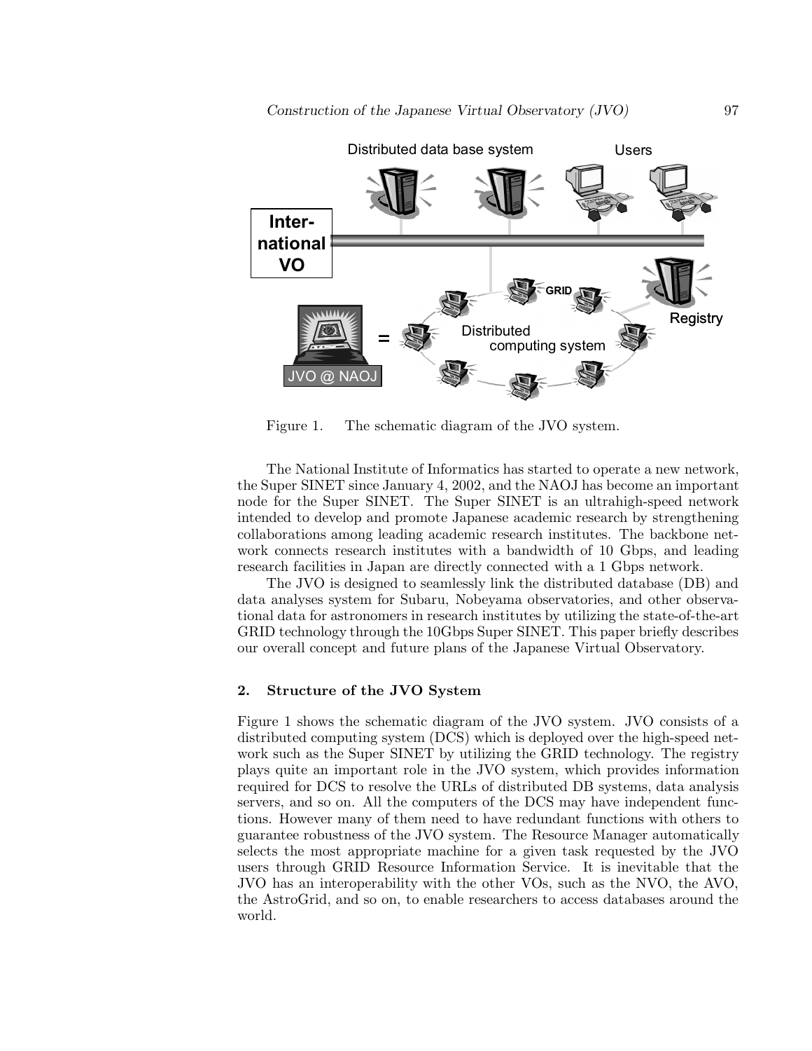Figure 1. The schematic diagram of the JVO system.

The National Institute of Informatics has started to operate a new network, the Super SINET since January 4, 2002, and the NAOJ has become an important node for the Super SINET. The Super SINET is an ultrahigh-speed network intended to develop and promote Japanese academic research by strengthening collaborations among leading academic research institutes. The backbone network connects research institutes with a bandwidth of 10 Gbps, and leading research facilities in Japan are directly connected with a 1 Gbps network.

The JVO is designed to seamlessly link the distributed database (DB) and data analyses system for Subaru, Nobeyama observatories, and other observational data for astronomers in research institutes by utilizing the state-of-the-art GRID technology through the 10Gbps Super SINET. This paper briefly describes our overall concept and future plans of the Japanese Virtual Observatory.

## 2. Structure of the JVO System

Figure 1 shows the schematic diagram of the JVO system. JVO consists of a distributed computing system (DCS) which is deployed over the high-speed network such as the Super SINET by utilizing the GRID technology. The registry plays quite an important role in the JVO system, which provides information required for DCS to resolve the URLs of distributed DB systems, data analysis servers, and so on. All the computers of the DCS may have independent functions. However many of them need to have redundant functions with others to guarantee robustness of the JVO system. The Resource Manager automatically selects the most appropriate machine for a given task requested by the JVO users through GRID Resource Information Service. It is inevitable that the JVO has an interoperability with the other VOs, such as the NVO, the AVO, the AstroGrid, and so on, to enable researchers to access databases around the world.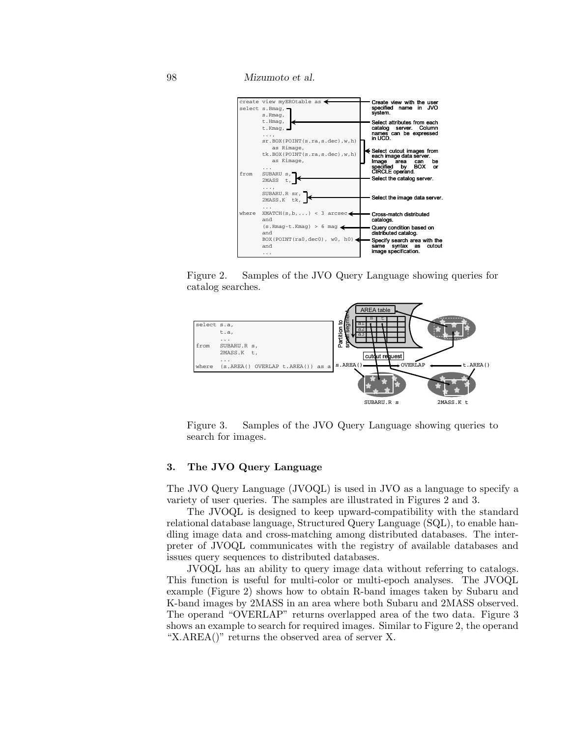```
create view myEROtable as
select s.Bmag,
       s.Rmag,
       t.Hmag,
       t.Kmag,
       ...,
       sr.BOX(POINT(s.ra,s.dec),w,h)
          as Rimage,
       tk.BOX(POINT(s.ra,s.dec),w,h)
          as Kimage,
       ...
from   SUBARU s,
       2MASS  t,
       ...,
       SUBARU.R sr,
       2MASS.K  tk,
       ...
where  XMATCH(s,b,...) < 3 arcsec
       and
       (s.Rmag-t.Kmag) > 6 mag
       and
       BOX(POINT(ra0,dec0), w0, h0)
       and
       ...
```

- Create view with the user specified name in JVO system.
- Select attributes from each catalog server. Column names can be expressed in UCD.
- Select cutout images from each image data server. Image area can be specified by BOX or CIRCLE operand.
- Select the catalog server.
- Select the image data server.
- Cross-match distributed catalogs.
- Query condition based on distributed catalog.
- Specify search area with the same syntax as cutout image specification.

Figure 2. Samples of the JVO Query Language showing queries for catalog searches.

```
select s.a,
       t.a,
       ...
from   SUBARU.R s,
       2MASS.K  t,
       ...
where  (s.AREA() OVERLAP t.AREA()) as a
```

Figure 3. Samples of the JVO Query Language showing queries to search for images.

## 3. The JVO Query Language

The JVO Query Language (JVOQL) is used in JVO as a language to specify a variety of user queries. The samples are illustrated in Figures 2 and 3.

The JVOQL is designed to keep upward-compatibility with the standard relational database language, Structured Query Language (SQL), to enable handling image data and cross-matching among distributed databases. The interpreter of JVOQL communicates with the registry of available databases and issues query sequences to distributed databases.

JVOQL has an ability to query image data without referring to catalogs. This function is useful for multi-color or multi-epoch analyses. The JVOQL example (Figure 2) shows how to obtain R-band images taken by Subaru and K-band images by 2MASS in an area where both Subaru and 2MASS observed. The operand "OVERLAP" returns overlapped area of the two data. Figure 3 shows an example to search for required images. Similar to Figure 2, the operand "X.AREA()" returns the observed area of server X.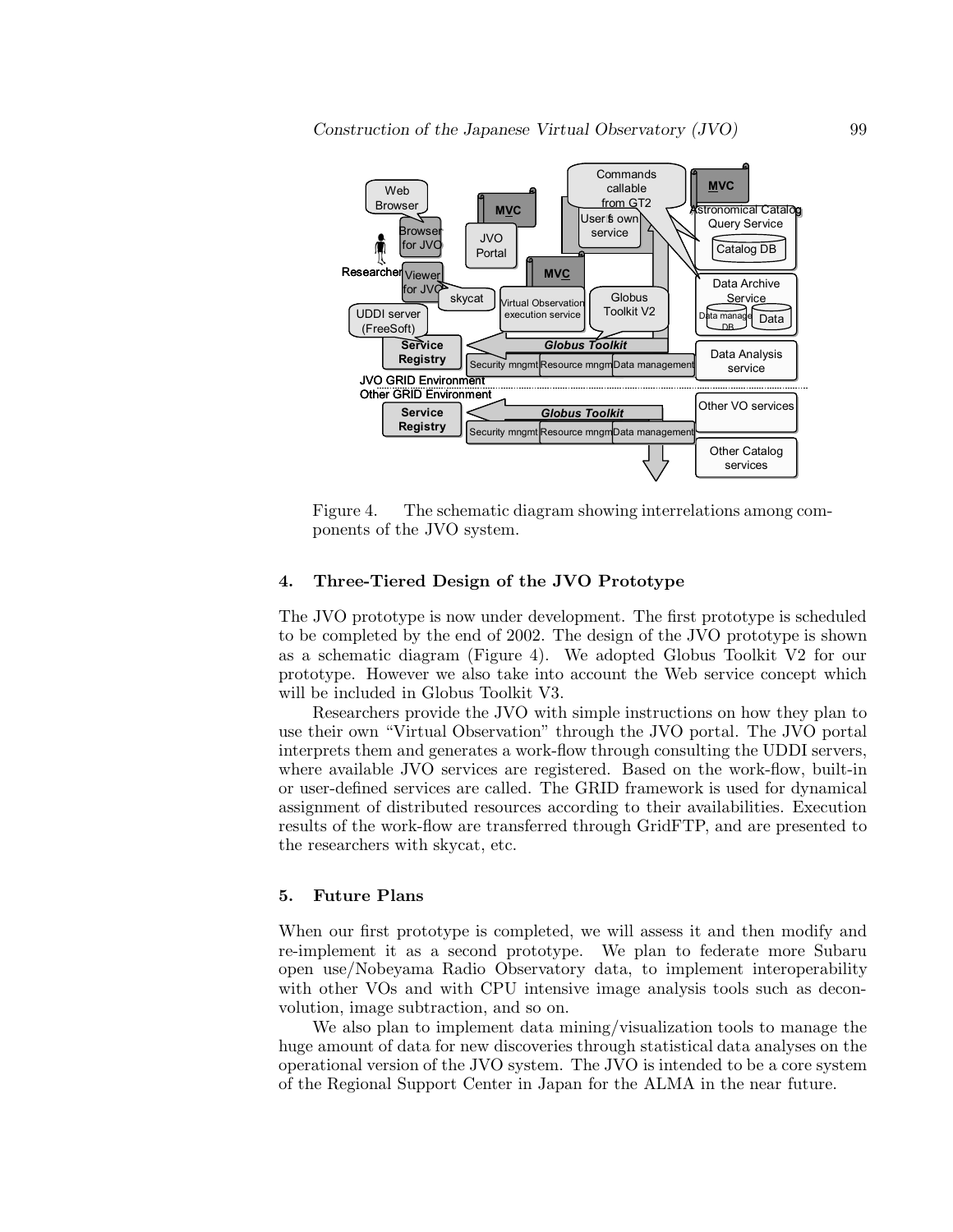Figure 4. The schematic diagram showing interrelations among components of the JVO system.

## 4. Three-Tiered Design of the JVO Prototype

The JVO prototype is now under development. The first prototype is scheduled to be completed by the end of 2002. The design of the JVO prototype is shown as a schematic diagram (Figure 4). We adopted Globus Toolkit V2 for our prototype. However we also take into account the Web service concept which will be included in Globus Toolkit V3.

Researchers provide the JVO with simple instructions on how they plan to use their own "Virtual Observation" through the JVO portal. The JVO portal interprets them and generates a work-flow through consulting the UDDI servers, where available JVO services are registered. Based on the work-flow, built-in or user-defined services are called. The GRID framework is used for dynamical assignment of distributed resources according to their availabilities. Execution results of the work-flow are transferred through GridFTP, and are presented to the researchers with skycat, etc.

## 5. Future Plans

When our first prototype is completed, we will assess it and then modify and re-implement it as a second prototype. We plan to federate more Subaru open use/Nobeyama Radio Observatory data, to implement interoperability with other VOs and with CPU intensive image analysis tools such as deconvolution, image subtraction, and so on.

We also plan to implement data mining/visualization tools to manage the huge amount of data for new discoveries through statistical data analyses on the operational version of the JVO system. The JVO is intended to be a core system of the Regional Support Center in Japan for the ALMA in the near future.